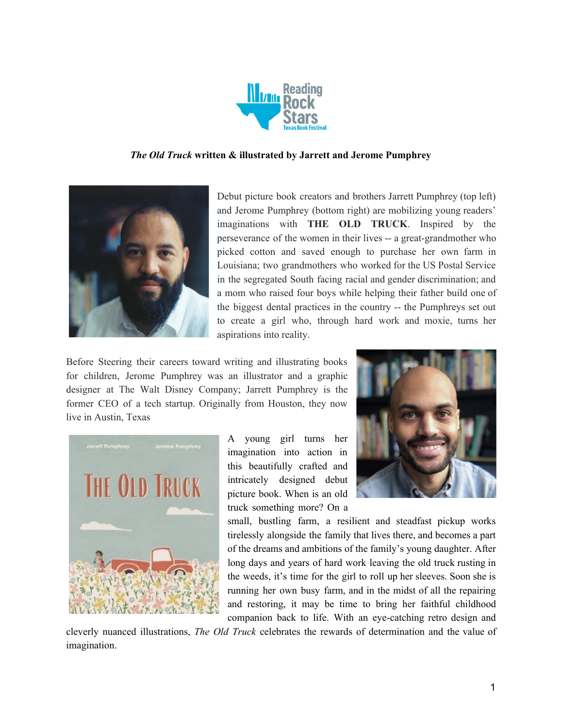***The Old Truck* written & illustrated by Jarrett and Jerome Pumphrey**

Debut picture book creators and brothers Jarrett Pumphrey (top left) and Jerome Pumphrey (bottom right) are mobilizing young readers' imaginations with **THE OLD TRUCK**. Inspired by the perseverance of the women in their lives -- a great-grandmother who picked cotton and saved enough to purchase her own farm in Louisiana; two grandmothers who worked for the US Postal Service in the segregated South facing racial and gender discrimination; and a mom who raised four boys while helping their father build one of the biggest dental practices in the country -- the Pumphreys set out to create a girl who, through hard work and moxie, turns her aspirations into reality.

Before Steering their careers toward writing and illustrating books for children, Jerome Pumphrey was an illustrator and a graphic designer at The Walt Disney Company; Jarrett Pumphrey is the former CEO of a tech startup. Originally from Houston, they now live in Austin, Texas

A young girl turns her imagination into action in this beautifully crafted and intricately designed debut picture book. When is an old truck something more? On a small, bustling farm, a resilient and steadfast pickup works tirelessly alongside the family that lives there, and becomes a part of the dreams and ambitions of the family's young daughter. After long days and years of hard work leaving the old truck rusting in the weeds, it's time for the girl to roll up her sleeves. Soon she is running her own busy farm, and in the midst of all the repairing and restoring, it may be time to bring her faithful childhood companion back to life. With an eye-catching retro design and cleverly nuanced illustrations, *The Old Truck* celebrates the rewards of determination and the value of imagination.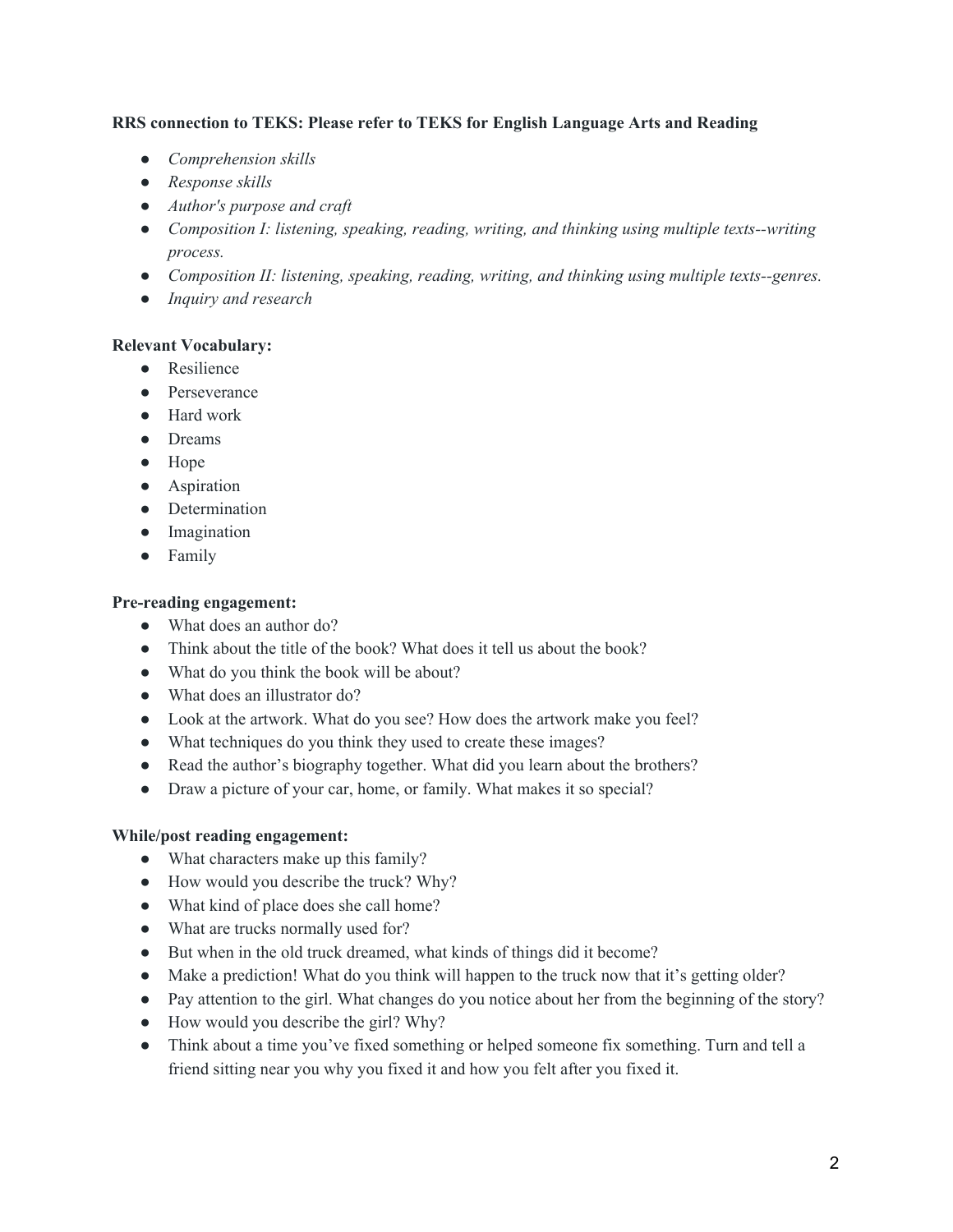**RRS connection to TEKS: Please refer to TEKS for English Language Arts and Reading**

- *Comprehension skills*
- *Response skills*
- *Author's purpose and craft*
- *Composition I: listening, speaking, reading, writing, and thinking using multiple texts--writing process.*
- *Composition II: listening, speaking, reading, writing, and thinking using multiple texts--genres.*
- *Inquiry and research*

**Relevant Vocabulary:**

- Resilience
- Perseverance
- Hard work
- Dreams
- Hope
- Aspiration
- Determination
- Imagination
- Family

**Pre-reading engagement:**

- What does an author do?
- Think about the title of the book? What does it tell us about the book?
- What do you think the book will be about?
- What does an illustrator do?
- Look at the artwork. What do you see? How does the artwork make you feel?
- What techniques do you think they used to create these images?
- Read the author's biography together. What did you learn about the brothers?
- Draw a picture of your car, home, or family. What makes it so special?

**While/post reading engagement:**

- What characters make up this family?
- How would you describe the truck? Why?
- What kind of place does she call home?
- What are trucks normally used for?
- But when in the old truck dreamed, what kinds of things did it become?
- Make a prediction! What do you think will happen to the truck now that it's getting older?
- Pay attention to the girl. What changes do you notice about her from the beginning of the story?
- How would you describe the girl? Why?
- Think about a time you've fixed something or helped someone fix something. Turn and tell a friend sitting near you why you fixed it and how you felt after you fixed it.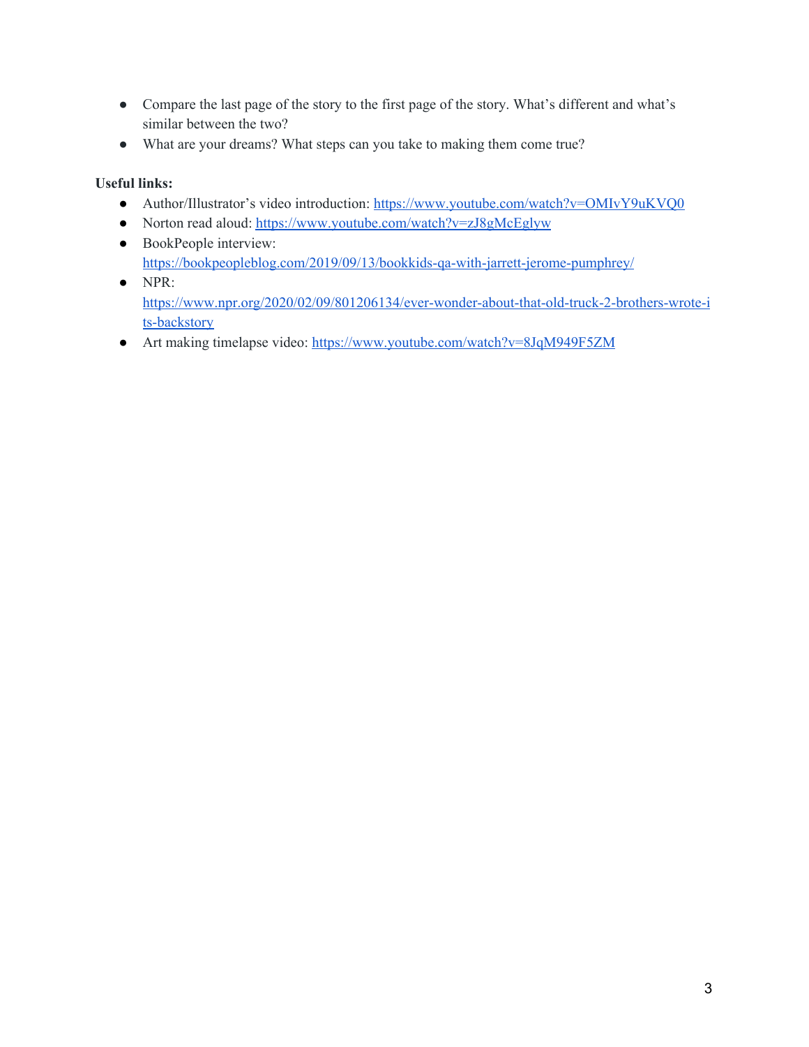- Compare the last page of the story to the first page of the story. What's different and what's similar between the two?
- What are your dreams? What steps can you take to making them come true?

**Useful links:**

- Author/Illustrator's video introduction: https://www.youtube.com/watch?v=OMIvY9uKVQ0
- Norton read aloud: https://www.youtube.com/watch?v=zJ8gMcEglyw
- BookPeople interview: https://bookpeopleblog.com/2019/09/13/bookkids-qa-with-jarrett-jerome-pumphrey/
- NPR: https://www.npr.org/2020/02/09/801206134/ever-wonder-about-that-old-truck-2-brothers-wrote-its-backstory
- Art making timelapse video: https://www.youtube.com/watch?v=8JqM949F5ZM